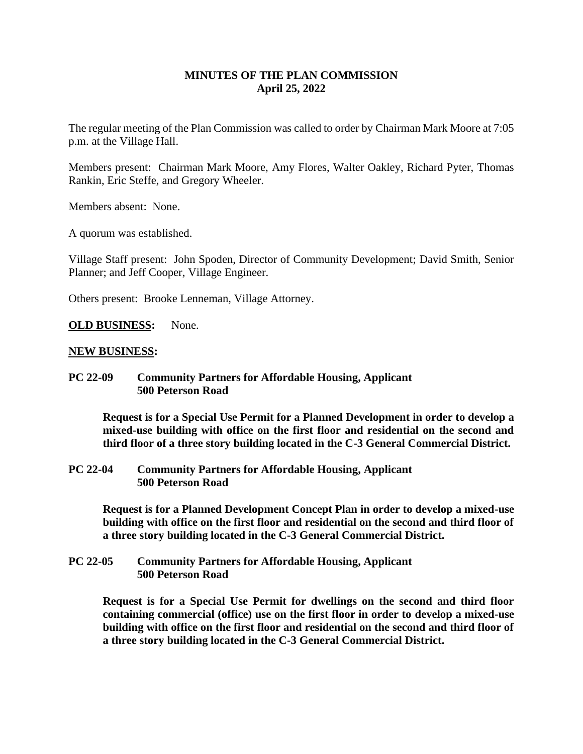**MINUTES OF THE PLAN COMMISSION**
**April 25, 2022**

The regular meeting of the Plan Commission was called to order by Chairman Mark Moore at 7:05 p.m. at the Village Hall.

Members present: Chairman Mark Moore, Amy Flores, Walter Oakley, Richard Pyter, Thomas Rankin, Eric Steffe, and Gregory Wheeler.

Members absent: None.

A quorum was established.

Village Staff present: John Spoden, Director of Community Development; David Smith, Senior Planner; and Jeff Cooper, Village Engineer.

Others present: Brooke Lenneman, Village Attorney.

**OLD BUSINESS:** None.

**NEW BUSINESS:**

**PC 22-09 Community Partners for Affordable Housing, Applicant**
**500 Peterson Road**

**Request is for a Special Use Permit for a Planned Development in order to develop a mixed-use building with office on the first floor and residential on the second and third floor of a three story building located in the C-3 General Commercial District.**

**PC 22-04 Community Partners for Affordable Housing, Applicant**
**500 Peterson Road**

**Request is for a Planned Development Concept Plan in order to develop a mixed-use building with office on the first floor and residential on the second and third floor of a three story building located in the C-3 General Commercial District.**

**PC 22-05 Community Partners for Affordable Housing, Applicant**
**500 Peterson Road**

**Request is for a Special Use Permit for dwellings on the second and third floor containing commercial (office) use on the first floor in order to develop a mixed-use building with office on the first floor and residential on the second and third floor of a three story building located in the C-3 General Commercial District.**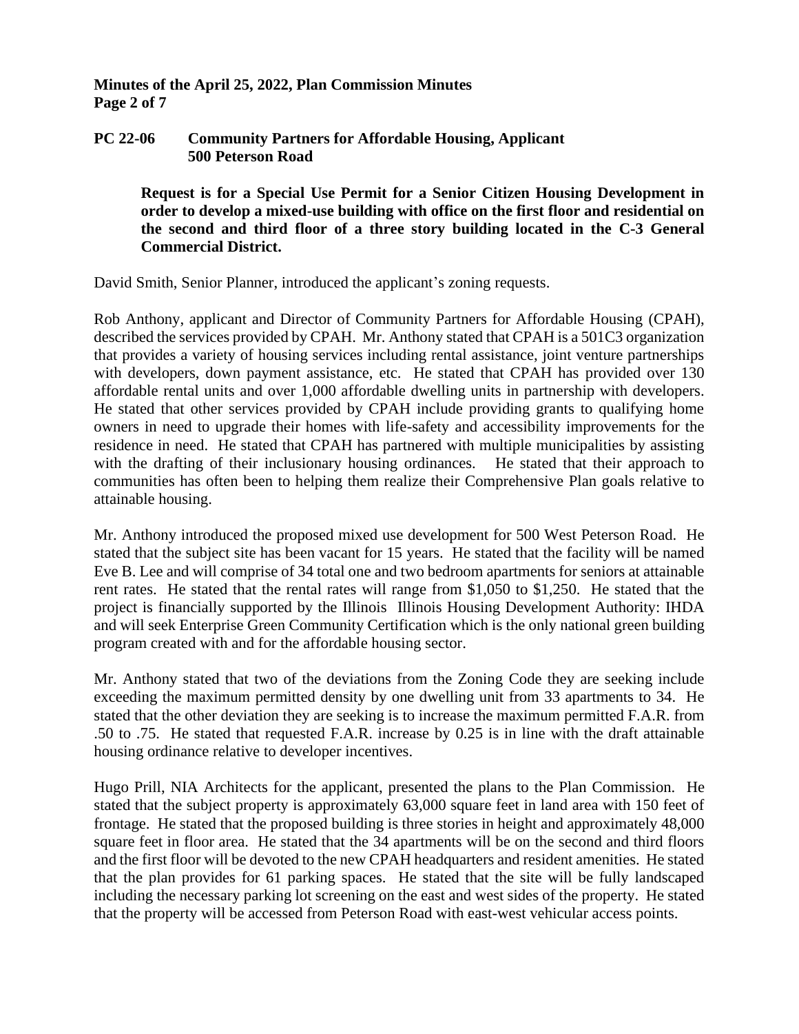## PC 22-06 Community Partners for Affordable Housing, Applicant 500 Peterson Road

**Request is for a Special Use Permit for a Senior Citizen Housing Development in order to develop a mixed-use building with office on the first floor and residential on the second and third floor of a three story building located in the C-3 General Commercial District.**

David Smith, Senior Planner, introduced the applicant's zoning requests.

Rob Anthony, applicant and Director of Community Partners for Affordable Housing (CPAH), described the services provided by CPAH. Mr. Anthony stated that CPAH is a 501C3 organization that provides a variety of housing services including rental assistance, joint venture partnerships with developers, down payment assistance, etc. He stated that CPAH has provided over 130 affordable rental units and over 1,000 affordable dwelling units in partnership with developers. He stated that other services provided by CPAH include providing grants to qualifying home owners in need to upgrade their homes with life-safety and accessibility improvements for the residence in need. He stated that CPAH has partnered with multiple municipalities by assisting with the drafting of their inclusionary housing ordinances. He stated that their approach to communities has often been to helping them realize their Comprehensive Plan goals relative to attainable housing.

Mr. Anthony introduced the proposed mixed use development for 500 West Peterson Road. He stated that the subject site has been vacant for 15 years. He stated that the facility will be named Eve B. Lee and will comprise of 34 total one and two bedroom apartments for seniors at attainable rent rates. He stated that the rental rates will range from $1,050 to $1,250. He stated that the project is financially supported by the Illinois Illinois Housing Development Authority: IHDA and will seek Enterprise Green Community Certification which is the only national green building program created with and for the affordable housing sector.

Mr. Anthony stated that two of the deviations from the Zoning Code they are seeking include exceeding the maximum permitted density by one dwelling unit from 33 apartments to 34. He stated that the other deviation they are seeking is to increase the maximum permitted F.A.R. from .50 to .75. He stated that requested F.A.R. increase by 0.25 is in line with the draft attainable housing ordinance relative to developer incentives.

Hugo Prill, NIA Architects for the applicant, presented the plans to the Plan Commission. He stated that the subject property is approximately 63,000 square feet in land area with 150 feet of frontage. He stated that the proposed building is three stories in height and approximately 48,000 square feet in floor area. He stated that the 34 apartments will be on the second and third floors and the first floor will be devoted to the new CPAH headquarters and resident amenities. He stated that the plan provides for 61 parking spaces. He stated that the site will be fully landscaped including the necessary parking lot screening on the east and west sides of the property. He stated that the property will be accessed from Peterson Road with east-west vehicular access points.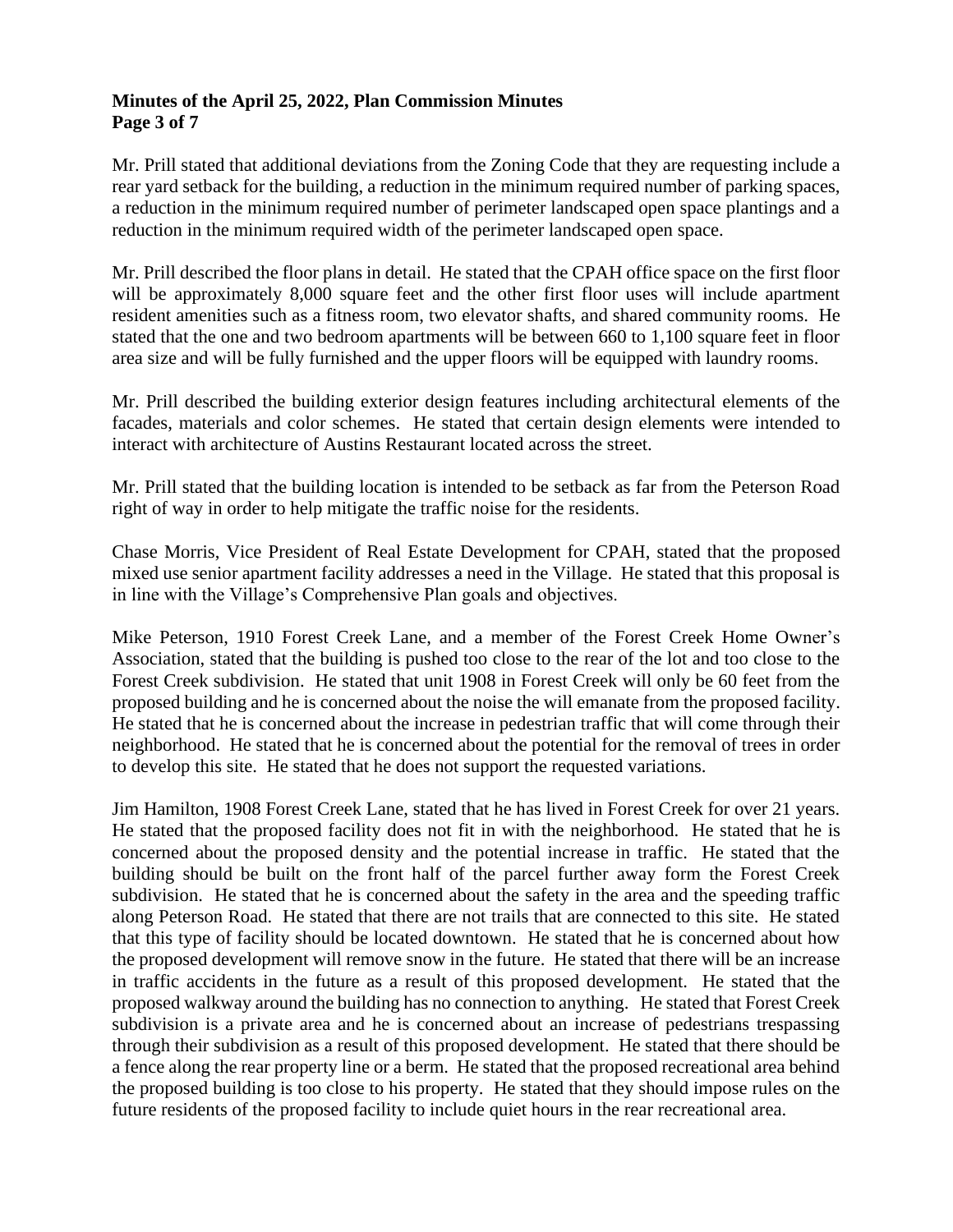Mr. Prill stated that additional deviations from the Zoning Code that they are requesting include a rear yard setback for the building, a reduction in the minimum required number of parking spaces, a reduction in the minimum required number of perimeter landscaped open space plantings and a reduction in the minimum required width of the perimeter landscaped open space.

Mr. Prill described the floor plans in detail. He stated that the CPAH office space on the first floor will be approximately 8,000 square feet and the other first floor uses will include apartment resident amenities such as a fitness room, two elevator shafts, and shared community rooms. He stated that the one and two bedroom apartments will be between 660 to 1,100 square feet in floor area size and will be fully furnished and the upper floors will be equipped with laundry rooms.

Mr. Prill described the building exterior design features including architectural elements of the facades, materials and color schemes. He stated that certain design elements were intended to interact with architecture of Austins Restaurant located across the street.

Mr. Prill stated that the building location is intended to be setback as far from the Peterson Road right of way in order to help mitigate the traffic noise for the residents.

Chase Morris, Vice President of Real Estate Development for CPAH, stated that the proposed mixed use senior apartment facility addresses a need in the Village. He stated that this proposal is in line with the Village's Comprehensive Plan goals and objectives.

Mike Peterson, 1910 Forest Creek Lane, and a member of the Forest Creek Home Owner's Association, stated that the building is pushed too close to the rear of the lot and too close to the Forest Creek subdivision. He stated that unit 1908 in Forest Creek will only be 60 feet from the proposed building and he is concerned about the noise the will emanate from the proposed facility. He stated that he is concerned about the increase in pedestrian traffic that will come through their neighborhood. He stated that he is concerned about the potential for the removal of trees in order to develop this site. He stated that he does not support the requested variations.

Jim Hamilton, 1908 Forest Creek Lane, stated that he has lived in Forest Creek for over 21 years. He stated that the proposed facility does not fit in with the neighborhood. He stated that he is concerned about the proposed density and the potential increase in traffic. He stated that the building should be built on the front half of the parcel further away form the Forest Creek subdivision. He stated that he is concerned about the safety in the area and the speeding traffic along Peterson Road. He stated that there are not trails that are connected to this site. He stated that this type of facility should be located downtown. He stated that he is concerned about how the proposed development will remove snow in the future. He stated that there will be an increase in traffic accidents in the future as a result of this proposed development. He stated that the proposed walkway around the building has no connection to anything. He stated that Forest Creek subdivision is a private area and he is concerned about an increase of pedestrians trespassing through their subdivision as a result of this proposed development. He stated that there should be a fence along the rear property line or a berm. He stated that the proposed recreational area behind the proposed building is too close to his property. He stated that they should impose rules on the future residents of the proposed facility to include quiet hours in the rear recreational area.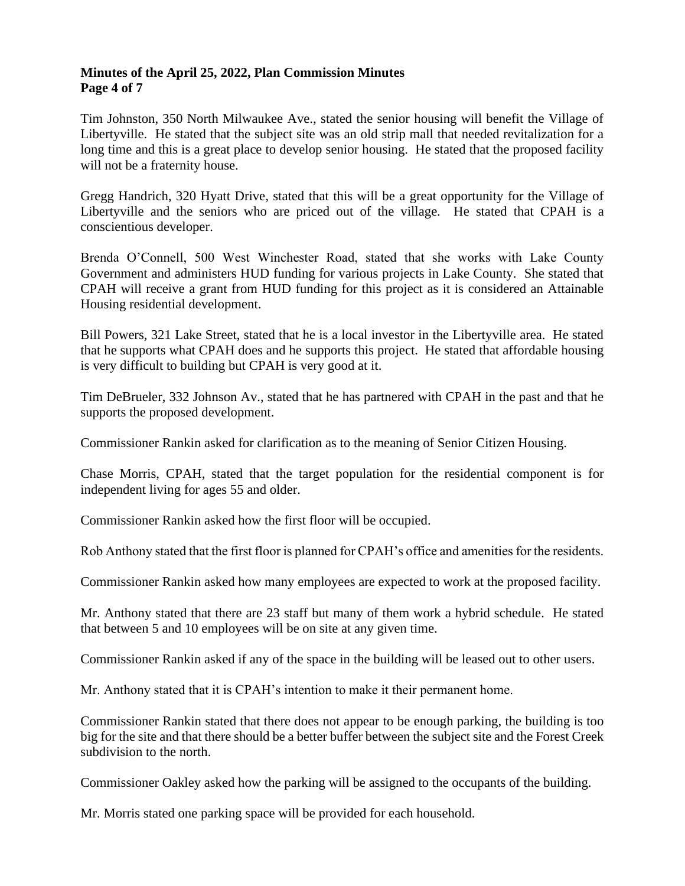Tim Johnston, 350 North Milwaukee Ave., stated the senior housing will benefit the Village of Libertyville. He stated that the subject site was an old strip mall that needed revitalization for a long time and this is a great place to develop senior housing. He stated that the proposed facility will not be a fraternity house.

Gregg Handrich, 320 Hyatt Drive, stated that this will be a great opportunity for the Village of Libertyville and the seniors who are priced out of the village. He stated that CPAH is a conscientious developer.

Brenda O'Connell, 500 West Winchester Road, stated that she works with Lake County Government and administers HUD funding for various projects in Lake County. She stated that CPAH will receive a grant from HUD funding for this project as it is considered an Attainable Housing residential development.

Bill Powers, 321 Lake Street, stated that he is a local investor in the Libertyville area. He stated that he supports what CPAH does and he supports this project. He stated that affordable housing is very difficult to building but CPAH is very good at it.

Tim DeBrueler, 332 Johnson Av., stated that he has partnered with CPAH in the past and that he supports the proposed development.

Commissioner Rankin asked for clarification as to the meaning of Senior Citizen Housing.

Chase Morris, CPAH, stated that the target population for the residential component is for independent living for ages 55 and older.

Commissioner Rankin asked how the first floor will be occupied.

Rob Anthony stated that the first floor is planned for CPAH's office and amenities for the residents.

Commissioner Rankin asked how many employees are expected to work at the proposed facility.

Mr. Anthony stated that there are 23 staff but many of them work a hybrid schedule. He stated that between 5 and 10 employees will be on site at any given time.

Commissioner Rankin asked if any of the space in the building will be leased out to other users.

Mr. Anthony stated that it is CPAH's intention to make it their permanent home.

Commissioner Rankin stated that there does not appear to be enough parking, the building is too big for the site and that there should be a better buffer between the subject site and the Forest Creek subdivision to the north.

Commissioner Oakley asked how the parking will be assigned to the occupants of the building.

Mr. Morris stated one parking space will be provided for each household.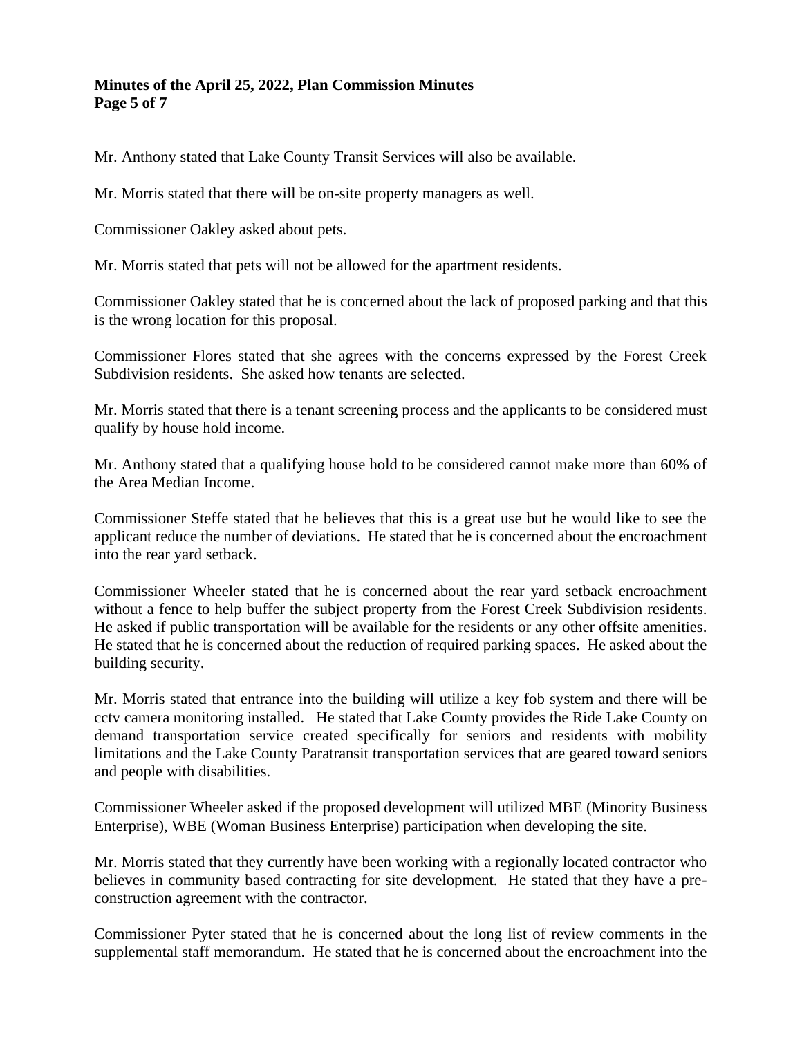Mr. Anthony stated that Lake County Transit Services will also be available.

Mr. Morris stated that there will be on-site property managers as well.

Commissioner Oakley asked about pets.

Mr. Morris stated that pets will not be allowed for the apartment residents.

Commissioner Oakley stated that he is concerned about the lack of proposed parking and that this is the wrong location for this proposal.

Commissioner Flores stated that she agrees with the concerns expressed by the Forest Creek Subdivision residents. She asked how tenants are selected.

Mr. Morris stated that there is a tenant screening process and the applicants to be considered must qualify by house hold income.

Mr. Anthony stated that a qualifying house hold to be considered cannot make more than 60% of the Area Median Income.

Commissioner Steffe stated that he believes that this is a great use but he would like to see the applicant reduce the number of deviations. He stated that he is concerned about the encroachment into the rear yard setback.

Commissioner Wheeler stated that he is concerned about the rear yard setback encroachment without a fence to help buffer the subject property from the Forest Creek Subdivision residents. He asked if public transportation will be available for the residents or any other offsite amenities. He stated that he is concerned about the reduction of required parking spaces. He asked about the building security.

Mr. Morris stated that entrance into the building will utilize a key fob system and there will be cctv camera monitoring installed. He stated that Lake County provides the Ride Lake County on demand transportation service created specifically for seniors and residents with mobility limitations and the Lake County Paratransit transportation services that are geared toward seniors and people with disabilities.

Commissioner Wheeler asked if the proposed development will utilized MBE (Minority Business Enterprise), WBE (Woman Business Enterprise) participation when developing the site.

Mr. Morris stated that they currently have been working with a regionally located contractor who believes in community based contracting for site development. He stated that they have a pre-construction agreement with the contractor.

Commissioner Pyter stated that he is concerned about the long list of review comments in the supplemental staff memorandum. He stated that he is concerned about the encroachment into the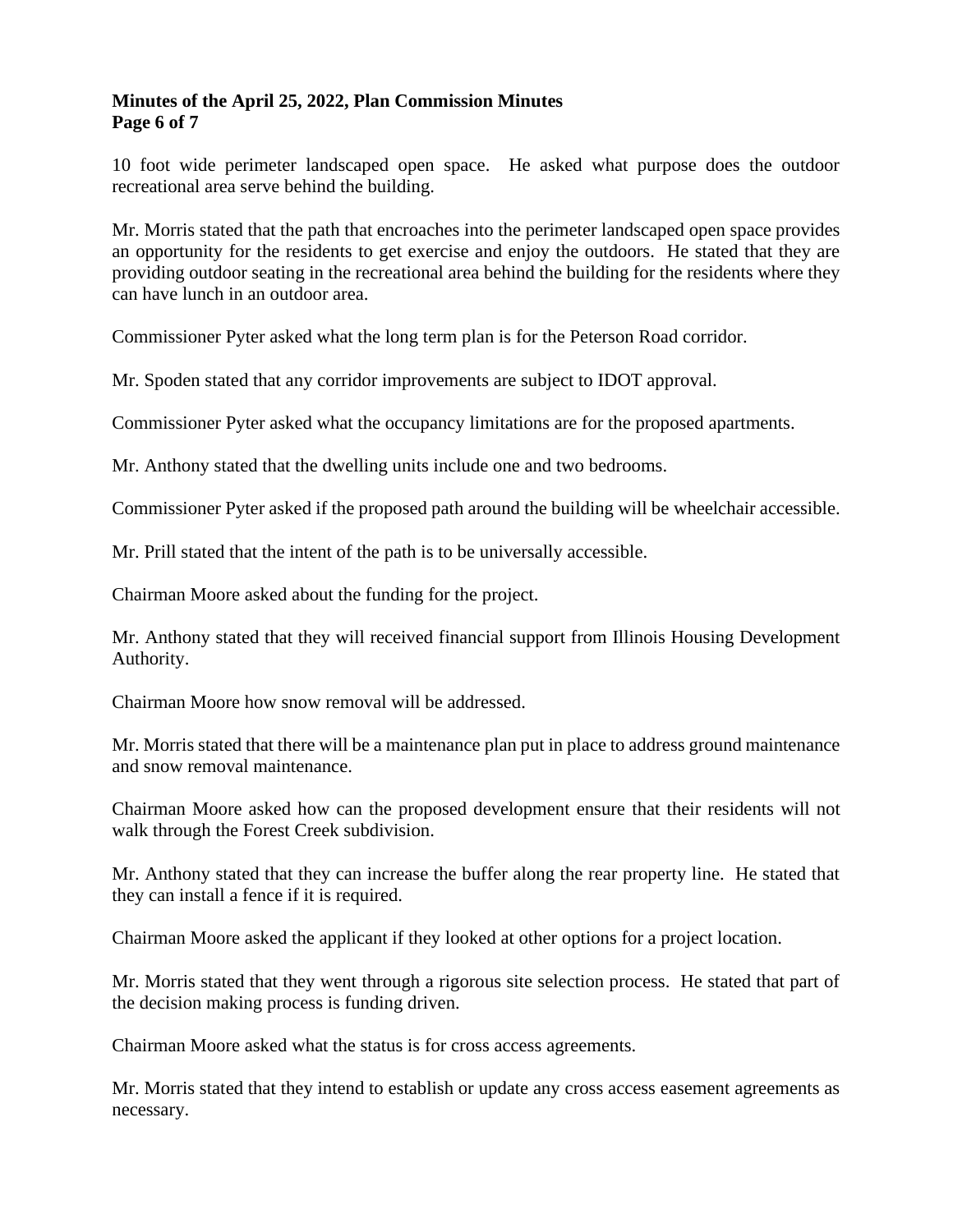10 foot wide perimeter landscaped open space. He asked what purpose does the outdoor recreational area serve behind the building.

Mr. Morris stated that the path that encroaches into the perimeter landscaped open space provides an opportunity for the residents to get exercise and enjoy the outdoors. He stated that they are providing outdoor seating in the recreational area behind the building for the residents where they can have lunch in an outdoor area.

Commissioner Pyter asked what the long term plan is for the Peterson Road corridor.

Mr. Spoden stated that any corridor improvements are subject to IDOT approval.

Commissioner Pyter asked what the occupancy limitations are for the proposed apartments.

Mr. Anthony stated that the dwelling units include one and two bedrooms.

Commissioner Pyter asked if the proposed path around the building will be wheelchair accessible.

Mr. Prill stated that the intent of the path is to be universally accessible.

Chairman Moore asked about the funding for the project.

Mr. Anthony stated that they will received financial support from Illinois Housing Development Authority.

Chairman Moore how snow removal will be addressed.

Mr. Morris stated that there will be a maintenance plan put in place to address ground maintenance and snow removal maintenance.

Chairman Moore asked how can the proposed development ensure that their residents will not walk through the Forest Creek subdivision.

Mr. Anthony stated that they can increase the buffer along the rear property line. He stated that they can install a fence if it is required.

Chairman Moore asked the applicant if they looked at other options for a project location.

Mr. Morris stated that they went through a rigorous site selection process. He stated that part of the decision making process is funding driven.

Chairman Moore asked what the status is for cross access agreements.

Mr. Morris stated that they intend to establish or update any cross access easement agreements as necessary.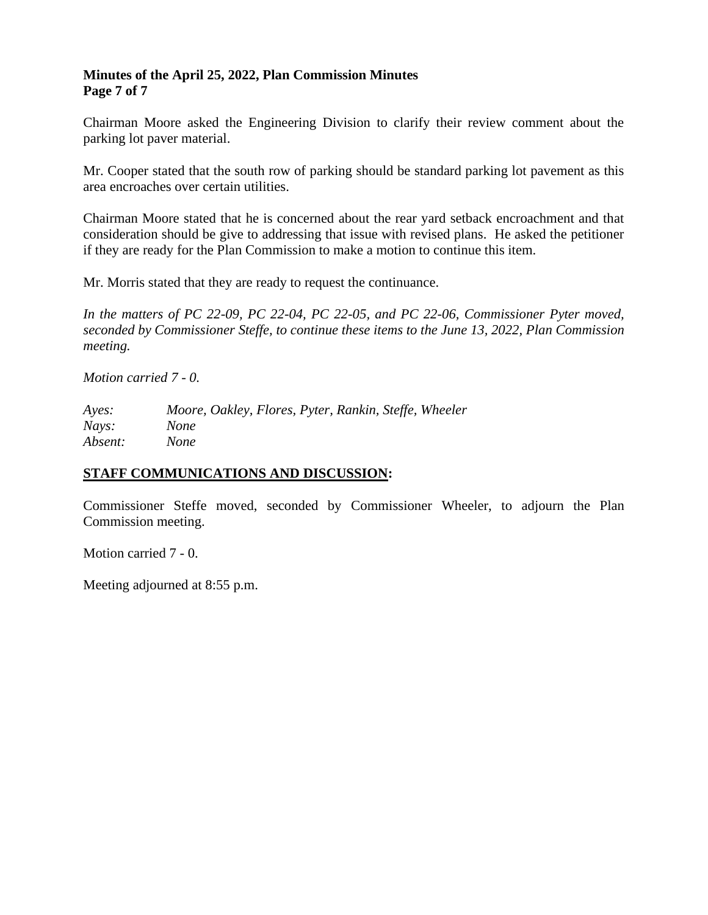Chairman Moore asked the Engineering Division to clarify their review comment about the parking lot paver material.

Mr. Cooper stated that the south row of parking should be standard parking lot pavement as this area encroaches over certain utilities.

Chairman Moore stated that he is concerned about the rear yard setback encroachment and that consideration should be give to addressing that issue with revised plans. He asked the petitioner if they are ready for the Plan Commission to make a motion to continue this item.

Mr. Morris stated that they are ready to request the continuance.

*In the matters of PC 22-09, PC 22-04, PC 22-05, and PC 22-06, Commissioner Pyter moved, seconded by Commissioner Steffe, to continue these items to the June 13, 2022, Plan Commission meeting.*

*Motion carried 7 - 0.*

*Ayes:* *Moore, Oakley, Flores, Pyter, Rankin, Steffe, Wheeler*
*Nays:* *None*
*Absent:* *None*

**STAFF COMMUNICATIONS AND DISCUSSION:**

Commissioner Steffe moved, seconded by Commissioner Wheeler, to adjourn the Plan Commission meeting.

Motion carried 7 - 0.

Meeting adjourned at 8:55 p.m.